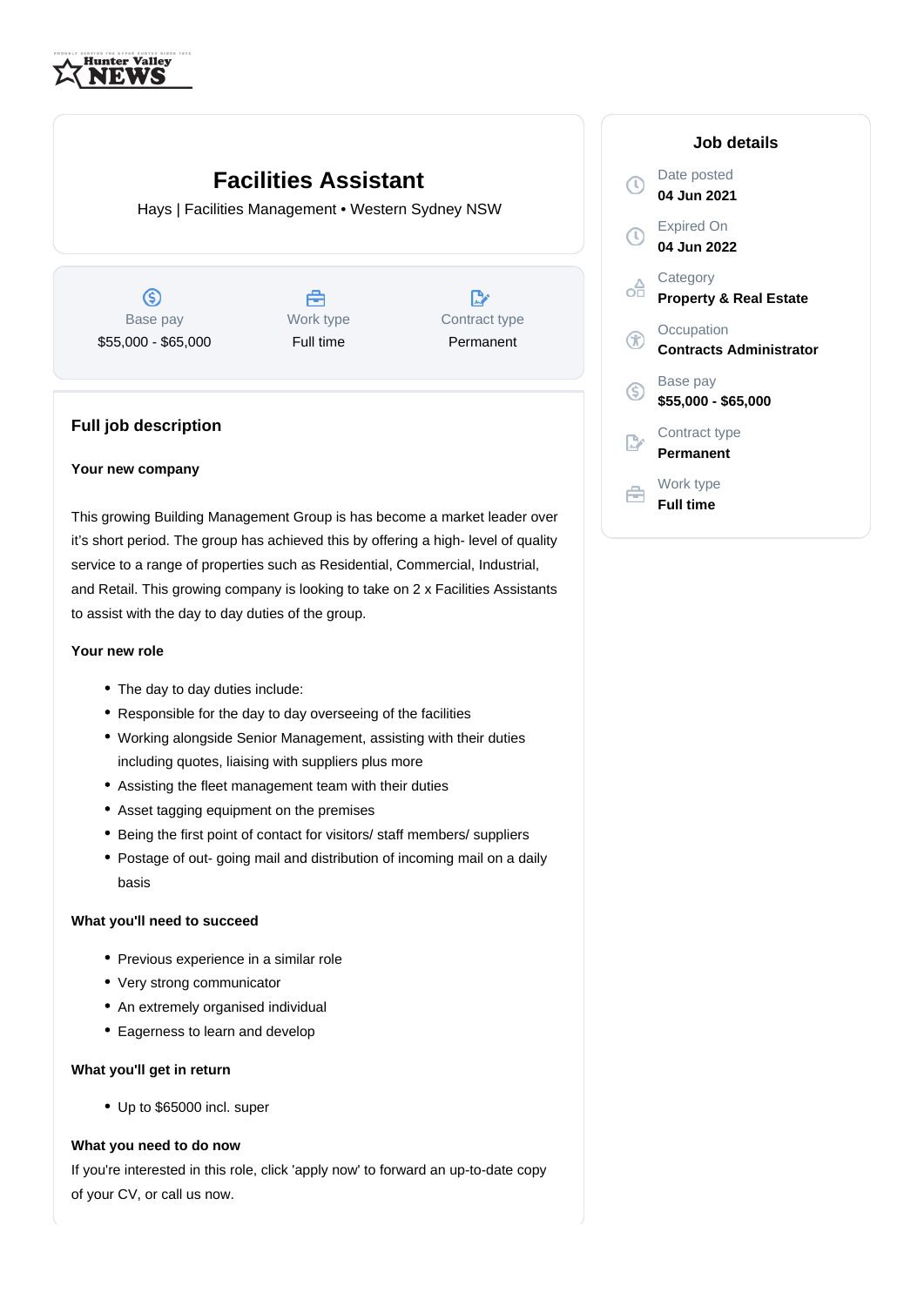Hunter Valley NEWS

# Facilities Assistant

Hays | Facilities Management • Western Sydney NSW

| Base pay | Work type | Contract type |
|---|---|---|
| $55,000 - $65,000 | Full time | Permanent |

## Full job description

### Your new company

This growing Building Management Group is has become a market leader over it's short period. The group has achieved this by offering a high- level of quality service to a range of properties such as Residential, Commercial, Industrial, and Retail. This growing company is looking to take on 2 x Facilities Assistants to assist with the day to day duties of the group.

### Your new role

- The day to day duties include:
- Responsible for the day to day overseeing of the facilities
- Working alongside Senior Management, assisting with their duties including quotes, liaising with suppliers plus more
- Assisting the fleet management team with their duties
- Asset tagging equipment on the premises
- Being the first point of contact for visitors/ staff members/ suppliers
- Postage of out- going mail and distribution of incoming mail on a daily basis

### What you'll need to succeed

- Previous experience in a similar role
- Very strong communicator
- An extremely organised individual
- Eagerness to learn and develop

### What you'll get in return

- Up to $65000 incl. super

### What you need to do now

If you're interested in this role, click 'apply now' to forward an up-to-date copy of your CV, or call us now.

## Job details

- Date posted: **04 Jun 2021**
- Expired On: **04 Jun 2022**
- Category: **Property & Real Estate**
- Occupation: **Contracts Administrator**
- Base pay: **$55,000 - $65,000**
- Contract type: **Permanent**
- Work type: **Full time**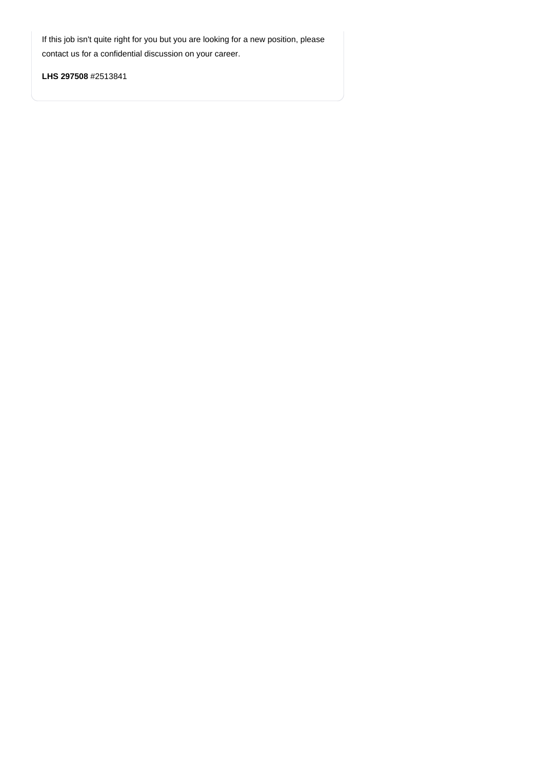If this job isn't quite right for you but you are looking for a new position, please contact us for a confidential discussion on your career.

**LHS 297508** #2513841